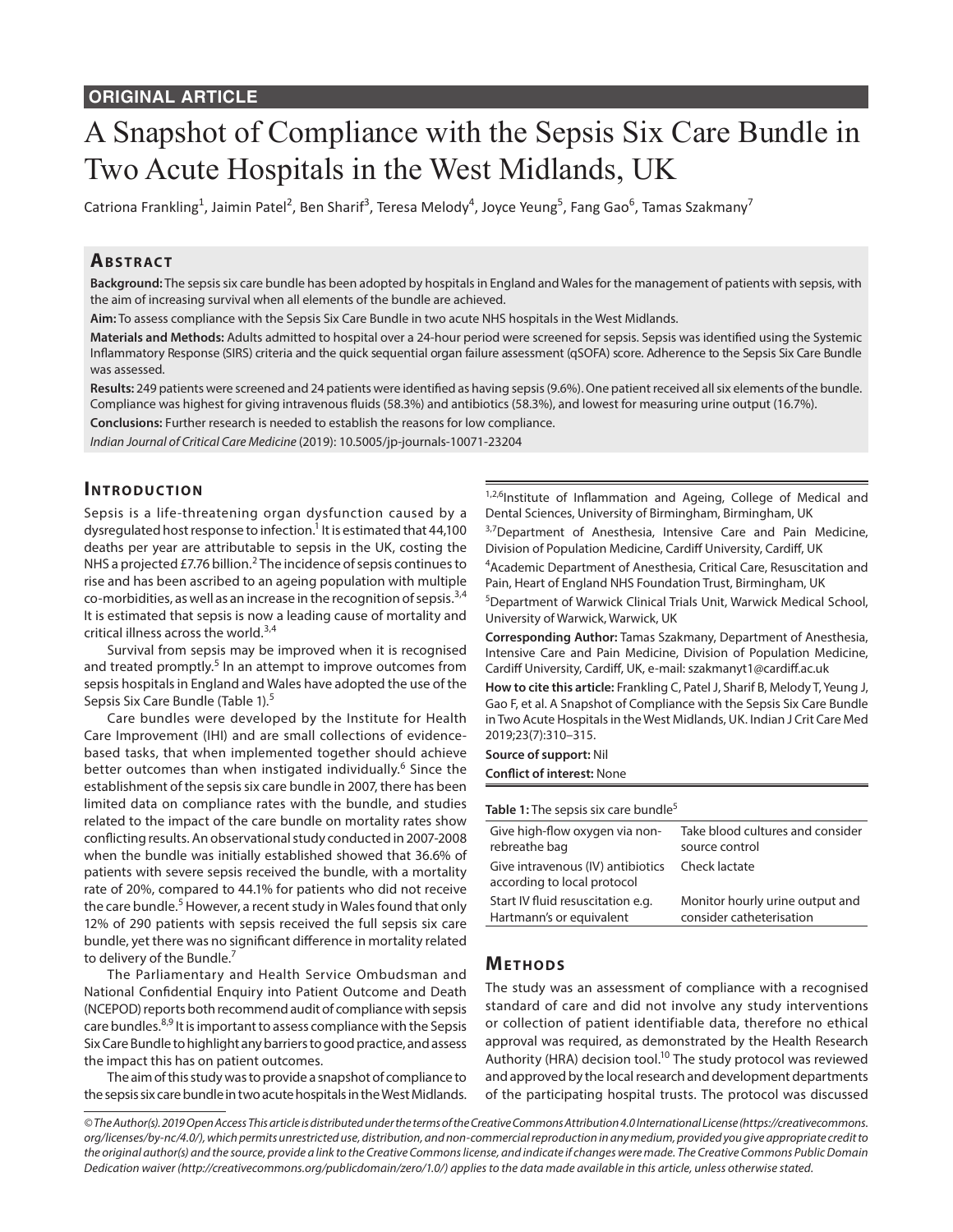**ORIGINAL ARTICLE**

# A Snapshot of Compliance with the Sepsis Six Care Bundle in Two Acute Hospitals in the West Midlands, UK

Catriona Frankling[1], Jaimin Patel[2], Ben Sharif[3], Teresa Melody[4], Joyce Yeung[5], Fang Gao[6], Tamas Szakmany[7]

## Abstract

**Background:** The sepsis six care bundle has been adopted by hospitals in England and Wales for the management of patients with sepsis, with the aim of increasing survival when all elements of the bundle are achieved.

**Aim:** To assess compliance with the Sepsis Six Care Bundle in two acute NHS hospitals in the West Midlands.

**Materials and Methods:** Adults admitted to hospital over a 24-hour period were screened for sepsis. Sepsis was identified using the Systemic Inflammatory Response (SIRS) criteria and the quick sequential organ failure assessment (qSOFA) score. Adherence to the Sepsis Six Care Bundle was assessed.

**Results:** 249 patients were screened and 24 patients were identified as having sepsis (9.6%). One patient received all six elements of the bundle. Compliance was highest for giving intravenous fluids (58.3%) and antibiotics (58.3%), and lowest for measuring urine output (16.7%).

**Conclusions:** Further research is needed to establish the reasons for low compliance.

*Indian Journal of Critical Care Medicine* (2019): 10.5005/jp-journals-10071-23204

## Introduction

Sepsis is a life-threatening organ dysfunction caused by a dysregulated host response to infection.[1] It is estimated that 44,100 deaths per year are attributable to sepsis in the UK, costing the NHS a projected £7.76 billion.[2] The incidence of sepsis continues to rise and has been ascribed to an ageing population with multiple co-morbidities, as well as an increase in the recognition of sepsis.[3,4] It is estimated that sepsis is now a leading cause of mortality and critical illness across the world.[3,4]

Survival from sepsis may be improved when it is recognised and treated promptly.[5] In an attempt to improve outcomes from sepsis hospitals in England and Wales have adopted the use of the Sepsis Six Care Bundle (Table 1).[5]

Care bundles were developed by the Institute for Health Care Improvement (IHI) and are small collections of evidence-based tasks, that when implemented together should achieve better outcomes than when instigated individually.[6] Since the establishment of the sepsis six care bundle in 2007, there has been limited data on compliance rates with the bundle, and studies related to the impact of the care bundle on mortality rates show conflicting results. An observational study conducted in 2007-2008 when the bundle was initially established showed that 36.6% of patients with severe sepsis received the bundle, with a mortality rate of 20%, compared to 44.1% for patients who did not receive the care bundle.[5] However, a recent study in Wales found that only 12% of 290 patients with sepsis received the full sepsis six care bundle, yet there was no significant difference in mortality related to delivery of the Bundle.[7]

The Parliamentary and Health Service Ombudsman and National Confidential Enquiry into Patient Outcome and Death (NCEPOD) reports both recommend audit of compliance with sepsis care bundles.[8,9] It is important to assess compliance with the Sepsis Six Care Bundle to highlight any barriers to good practice, and assess the impact this has on patient outcomes.

The aim of this study was to provide a snapshot of compliance to the sepsis six care bundle in two acute hospitals in the West Midlands.

[1,2,6]Institute of Inflammation and Ageing, College of Medical and Dental Sciences, University of Birmingham, Birmingham, UK

[3,7]Department of Anesthesia, Intensive Care and Pain Medicine, Division of Population Medicine, Cardiff University, Cardiff, UK

[4]Academic Department of Anesthesia, Critical Care, Resuscitation and Pain, Heart of England NHS Foundation Trust, Birmingham, UK

[5]Department of Warwick Clinical Trials Unit, Warwick Medical School, University of Warwick, Warwick, UK

**Corresponding Author:** Tamas Szakmany, Department of Anesthesia, Intensive Care and Pain Medicine, Division of Population Medicine, Cardiff University, Cardiff, UK, e-mail: szakmanyt1@cardiff.ac.uk

**How to cite this article:** Frankling C, Patel J, Sharif B, Melody T, Yeung J, Gao F, et al. A Snapshot of Compliance with the Sepsis Six Care Bundle in Two Acute Hospitals in the West Midlands, UK. Indian J Crit Care Med 2019;23(7):310–315.

**Source of support:** Nil

**Conflict of interest:** None

**Table 1:** The sepsis six care bundle[5]

| | |
|---|---|
| Give high-flow oxygen via non-rebreathe bag | Take blood cultures and consider source control |
| Give intravenous (IV) antibiotics according to local protocol | Check lactate |
| Start IV fluid resuscitation e.g. Hartmann's or equivalent | Monitor hourly urine output and consider catheterisation |

## Methods

The study was an assessment of compliance with a recognised standard of care and did not involve any study interventions or collection of patient identifiable data, therefore no ethical approval was required, as demonstrated by the Health Research Authority (HRA) decision tool.[10] The study protocol was reviewed and approved by the local research and development departments of the participating hospital trusts. The protocol was discussed

*© The Author(s). 2019 Open Access This article is distributed under the terms of the Creative Commons Attribution 4.0 International License (https://creativecommons.org/licenses/by-nc/4.0/), which permits unrestricted use, distribution, and non-commercial reproduction in any medium, provided you give appropriate credit to the original author(s) and the source, provide a link to the Creative Commons license, and indicate if changes were made. The Creative Commons Public Domain Dedication waiver (http://creativecommons.org/publicdomain/zero/1.0/) applies to the data made available in this article, unless otherwise stated.*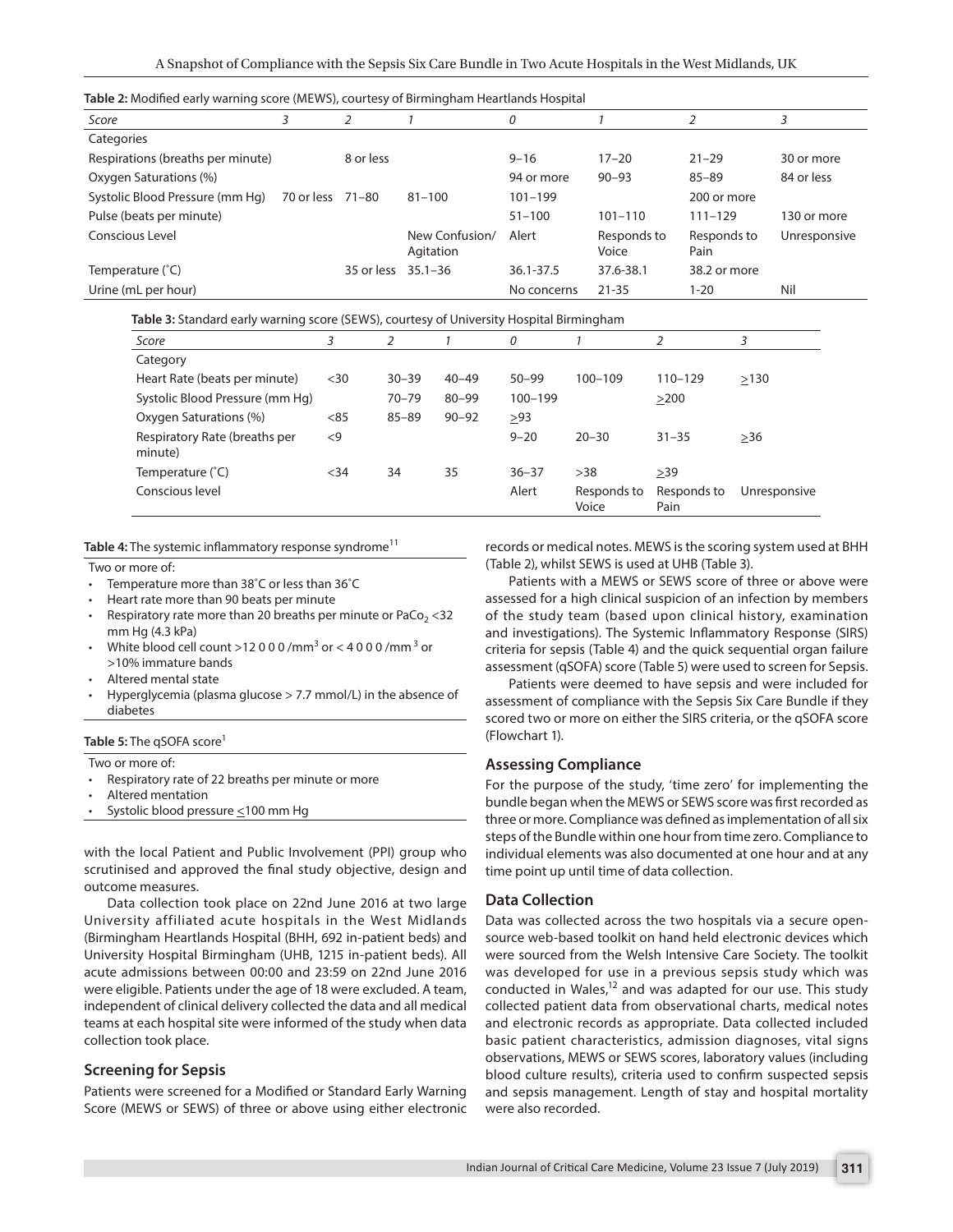**Table 2:** Modified early warning score (MEWS), courtesy of Birmingham Heartlands Hospital

| Score | 3 | 2 | 1 | 0 | 1 | 2 | 3 |
|---|---|---|---|---|---|---|---|
| Categories | | | | | | | |
| Respirations (breaths per minute) | | 8 or less | | 9–16 | 17–20 | 21–29 | 30 or more |
| Oxygen Saturations (%) | | | | 94 or more | 90–93 | 85–89 | 84 or less |
| Systolic Blood Pressure (mm Hg) | 70 or less | 71–80 | 81–100 | 101–199 | | 200 or more | |
| Pulse (beats per minute) | | | | 51–100 | 101–110 | 111–129 | 130 or more |
| Conscious Level | | | New Confusion/ Agitation | Alert | Responds to Voice | Responds to Pain | Unresponsive |
| Temperature (˚C) | | 35 or less | 35.1–36 | 36.1-37.5 | 37.6-38.1 | 38.2 or more | |
| Urine (mL per hour) | | | | No concerns | 21-35 | 1-20 | Nil |

**Table 3:** Standard early warning score (SEWS), courtesy of University Hospital Birmingham

| Score | 3 | 2 | 1 | 0 | 1 | 2 | 3 |
|---|---|---|---|---|---|---|---|
| Category | | | | | | | |
| Heart Rate (beats per minute) | <30 | 30–39 | 40–49 | 50–99 | 100–109 | 110–129 | ≥130 |
| Systolic Blood Pressure (mm Hg) | | 70–79 | 80–99 | 100–199 | | ≥200 | |
| Oxygen Saturations (%) | <85 | 85–89 | 90–92 | ≥93 | | | |
| Respiratory Rate (breaths per minute) | <9 | | | 9–20 | 20–30 | 31–35 | ≥36 |
| Temperature (˚C) | <34 | 34 | 35 | 36–37 | >38 | ≥39 | |
| Conscious level | | | | Alert | Responds to Voice | Responds to Pain | Unresponsive |

**Table 4:** The systemic inflammatory response syndrome[11]

Two or more of:

- Temperature more than 38˚C or less than 36˚C
- Heart rate more than 90 beats per minute
- Respiratory rate more than 20 breaths per minute or $PaCo_2$ <32 mm Hg (4.3 kPa)
- White blood cell count >12 0 0 0 /mm$^3$ or < 4 0 0 0 /mm$^3$ or >10% immature bands
- Altered mental state
- Hyperglycemia (plasma glucose > 7.7 mmol/L) in the absence of diabetes

**Table 5:** The qSOFA score[1]

Two or more of:

- Respiratory rate of 22 breaths per minute or more
- Altered mentation
- Systolic blood pressure ≤100 mm Hg

with the local Patient and Public Involvement (PPI) group who scrutinised and approved the final study objective, design and outcome measures.

Data collection took place on 22nd June 2016 at two large University affiliated acute hospitals in the West Midlands (Birmingham Heartlands Hospital (BHH, 692 in-patient beds) and University Hospital Birmingham (UHB, 1215 in-patient beds). All acute admissions between 00:00 and 23:59 on 22nd June 2016 were eligible. Patients under the age of 18 were excluded. A team, independent of clinical delivery collected the data and all medical teams at each hospital site were informed of the study when data collection took place.

## Screening for Sepsis

Patients were screened for a Modified or Standard Early Warning Score (MEWS or SEWS) of three or above using either electronic records or medical notes. MEWS is the scoring system used at BHH (Table 2), whilst SEWS is used at UHB (Table 3).

Patients with a MEWS or SEWS score of three or above were assessed for a high clinical suspicion of an infection by members of the study team (based upon clinical history, examination and investigations). The Systemic Inflammatory Response (SIRS) criteria for sepsis (Table 4) and the quick sequential organ failure assessment (qSOFA) score (Table 5) were used to screen for Sepsis.

Patients were deemed to have sepsis and were included for assessment of compliance with the Sepsis Six Care Bundle if they scored two or more on either the SIRS criteria, or the qSOFA score (Flowchart 1).

## Assessing Compliance

For the purpose of the study, 'time zero' for implementing the bundle began when the MEWS or SEWS score was first recorded as three or more. Compliance was defined as implementation of all six steps of the Bundle within one hour from time zero. Compliance to individual elements was also documented at one hour and at any time point up until time of data collection.

## Data Collection

Data was collected across the two hospitals via a secure open-source web-based toolkit on hand held electronic devices which were sourced from the Welsh Intensive Care Society. The toolkit was developed for use in a previous sepsis study which was conducted in Wales,[12] and was adapted for our use. This study collected patient data from observational charts, medical notes and electronic records as appropriate. Data collected included basic patient characteristics, admission diagnoses, vital signs observations, MEWS or SEWS scores, laboratory values (including blood culture results), criteria used to confirm suspected sepsis and sepsis management. Length of stay and hospital mortality were also recorded.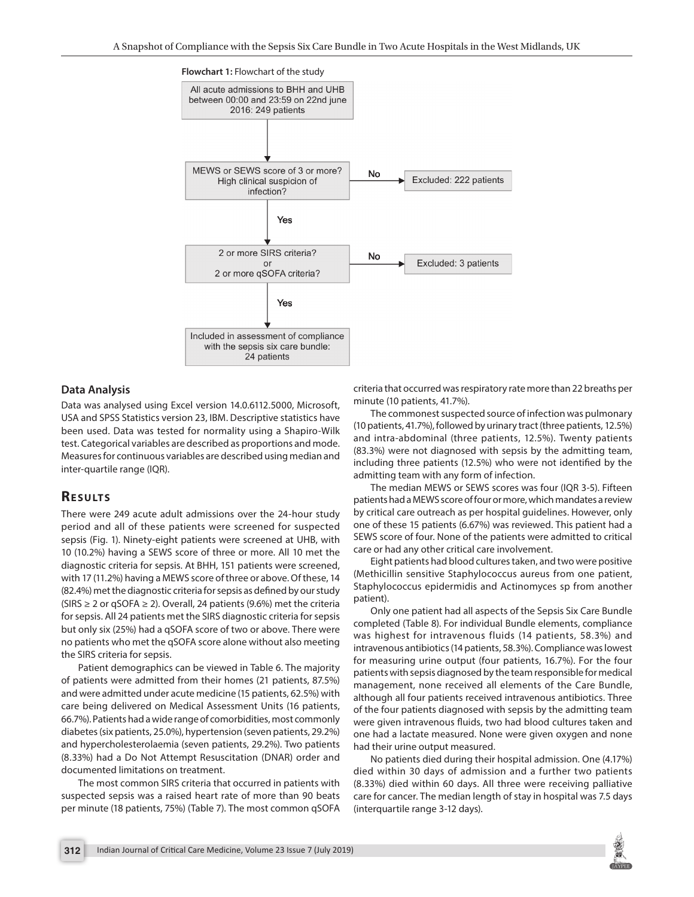**Flowchart 1:** Flowchart of the study

All acute admissions to BHH and UHB between 00:00 and 23:59 on 22nd june 2016: 249 patients

MEWS or SEWS score of 3 or more? High clinical suspicion of infection? — No → Excluded: 222 patients

Yes

2 or more SIRS criteria? or 2 or more qSOFA criteria? — No → Excluded: 3 patients

Yes

Included in assessment of compliance with the sepsis six care bundle: 24 patients

### Data Analysis

Data was analysed using Excel version 14.0.6112.5000, Microsoft, USA and SPSS Statistics version 23, IBM. Descriptive statistics have been used. Data was tested for normality using a Shapiro-Wilk test. Categorical variables are described as proportions and mode. Measures for continuous variables are described using median and inter-quartile range (IQR).

## Results

There were 249 acute adult admissions over the 24-hour study period and all of these patients were screened for suspected sepsis (Fig. 1). Ninety-eight patients were screened at UHB, with 10 (10.2%) having a SEWS score of three or more. All 10 met the diagnostic criteria for sepsis. At BHH, 151 patients were screened, with 17 (11.2%) having a MEWS score of three or above. Of these, 14 (82.4%) met the diagnostic criteria for sepsis as defined by our study (SIRS ≥ 2 or qSOFA ≥ 2). Overall, 24 patients (9.6%) met the criteria for sepsis. All 24 patients met the SIRS diagnostic criteria for sepsis but only six (25%) had a qSOFA score of two or above. There were no patients who met the qSOFA score alone without also meeting the SIRS criteria for sepsis.

Patient demographics can be viewed in Table 6. The majority of patients were admitted from their homes (21 patients, 87.5%) and were admitted under acute medicine (15 patients, 62.5%) with care being delivered on Medical Assessment Units (16 patients, 66.7%). Patients had a wide range of comorbidities, most commonly diabetes (six patients, 25.0%), hypertension (seven patients, 29.2%) and hypercholesterolaemia (seven patients, 29.2%). Two patients (8.33%) had a Do Not Attempt Resuscitation (DNAR) order and documented limitations on treatment.

The most common SIRS criteria that occurred in patients with suspected sepsis was a raised heart rate of more than 90 beats per minute (18 patients, 75%) (Table 7). The most common qSOFA criteria that occurred was respiratory rate more than 22 breaths per minute (10 patients, 41.7%).

The commonest suspected source of infection was pulmonary (10 patients, 41.7%), followed by urinary tract (three patients, 12.5%) and intra-abdominal (three patients, 12.5%). Twenty patients (83.3%) were not diagnosed with sepsis by the admitting team, including three patients (12.5%) who were not identified by the admitting team with any form of infection.

The median MEWS or SEWS scores was four (IQR 3-5). Fifteen patients had a MEWS score of four or more, which mandates a review by critical care outreach as per hospital guidelines. However, only one of these 15 patients (6.67%) was reviewed. This patient had a SEWS score of four. None of the patients were admitted to critical care or had any other critical care involvement.

Eight patients had blood cultures taken, and two were positive (Methicillin sensitive Staphylococcus aureus from one patient, Staphylococcus epidermidis and Actinomyces sp from another patient).

Only one patient had all aspects of the Sepsis Six Care Bundle completed (Table 8). For individual Bundle elements, compliance was highest for intravenous fluids (14 patients, 58.3%) and intravenous antibiotics (14 patients, 58.3%). Compliance was lowest for measuring urine output (four patients, 16.7%). For the four patients with sepsis diagnosed by the team responsible for medical management, none received all elements of the Care Bundle, although all four patients received intravenous antibiotics. Three of the four patients diagnosed with sepsis by the admitting team were given intravenous fluids, two had blood cultures taken and one had a lactate measured. None were given oxygen and none had their urine output measured.

No patients died during their hospital admission. One (4.17%) died within 30 days of admission and a further two patients (8.33%) died within 60 days. All three were receiving palliative care for cancer. The median length of stay in hospital was 7.5 days (interquartile range 3-12 days).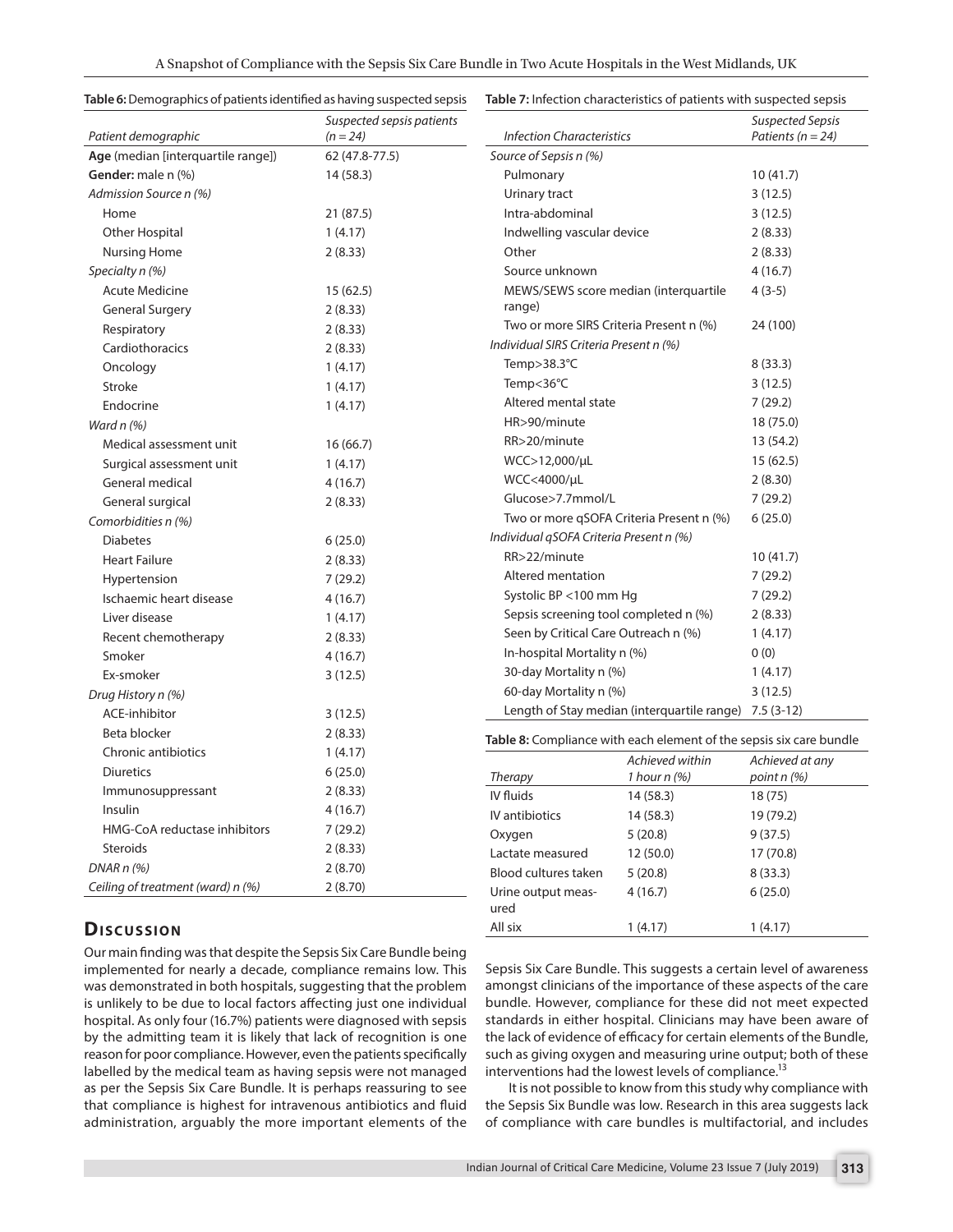**Table 6:** Demographics of patients identified as having suspected sepsis

| *Patient demographic* | *Suspected sepsis patients (n = 24)* |
|---|---|
| **Age** (median [interquartile range]) | 62 (47.8-77.5) |
| **Gender:** male n (%) | 14 (58.3) |
| *Admission Source n (%)* | |
| Home | 21 (87.5) |
| Other Hospital | 1 (4.17) |
| Nursing Home | 2 (8.33) |
| *Specialty n (%)* | |
| Acute Medicine | 15 (62.5) |
| General Surgery | 2 (8.33) |
| Respiratory | 2 (8.33) |
| Cardiothoracics | 2 (8.33) |
| Oncology | 1 (4.17) |
| Stroke | 1 (4.17) |
| Endocrine | 1 (4.17) |
| *Ward n (%)* | |
| Medical assessment unit | 16 (66.7) |
| Surgical assessment unit | 1 (4.17) |
| General medical | 4 (16.7) |
| General surgical | 2 (8.33) |
| *Comorbidities n (%)* | |
| Diabetes | 6 (25.0) |
| Heart Failure | 2 (8.33) |
| Hypertension | 7 (29.2) |
| Ischaemic heart disease | 4 (16.7) |
| Liver disease | 1 (4.17) |
| Recent chemotherapy | 2 (8.33) |
| Smoker | 4 (16.7) |
| Ex-smoker | 3 (12.5) |
| *Drug History n (%)* | |
| ACE-inhibitor | 3 (12.5) |
| Beta blocker | 2 (8.33) |
| Chronic antibiotics | 1 (4.17) |
| Diuretics | 6 (25.0) |
| Immunosuppressant | 2 (8.33) |
| Insulin | 4 (16.7) |
| HMG-CoA reductase inhibitors | 7 (29.2) |
| Steroids | 2 (8.33) |
| *DNAR n (%)* | 2 (8.70) |
| *Ceiling of treatment (ward) n (%)* | 2 (8.70) |

**Table 7:** Infection characteristics of patients with suspected sepsis

| *Infection Characteristics* | *Suspected Sepsis Patients (n = 24)* |
|---|---|
| *Source of Sepsis n (%)* | |
| Pulmonary | 10 (41.7) |
| Urinary tract | 3 (12.5) |
| Intra-abdominal | 3 (12.5) |
| Indwelling vascular device | 2 (8.33) |
| Other | 2 (8.33) |
| Source unknown | 4 (16.7) |
| MEWS/SEWS score median (interquartile range) | 4 (3-5) |
| Two or more SIRS Criteria Present n (%) | 24 (100) |
| *Individual SIRS Criteria Present n (%)* | |
| Temp>38.3°C | 8 (33.3) |
| Temp<36°C | 3 (12.5) |
| Altered mental state | 7 (29.2) |
| HR>90/minute | 18 (75.0) |
| RR>20/minute | 13 (54.2) |
| WCC>12,000/μL | 15 (62.5) |
| WCC<4000/μL | 2 (8.30) |
| Glucose>7.7mmol/L | 7 (29.2) |
| Two or more qSOFA Criteria Present n (%) | 6 (25.0) |
| *Individual qSOFA Criteria Present n (%)* | |
| RR>22/minute | 10 (41.7) |
| Altered mentation | 7 (29.2) |
| Systolic BP <100 mm Hg | 7 (29.2) |
| Sepsis screening tool completed n (%) | 2 (8.33) |
| Seen by Critical Care Outreach n (%) | 1 (4.17) |
| In-hospital Mortality n (%) | 0 (0) |
| 30-day Mortality n (%) | 1 (4.17) |
| 60-day Mortality n (%) | 3 (12.5) |
| Length of Stay median (interquartile range) | 7.5 (3-12) |

**Table 8:** Compliance with each element of the sepsis six care bundle

| *Therapy* | *Achieved within 1 hour n (%)* | *Achieved at any point n (%)* |
|---|---|---|
| IV fluids | 14 (58.3) | 18 (75) |
| IV antibiotics | 14 (58.3) | 19 (79.2) |
| Oxygen | 5 (20.8) | 9 (37.5) |
| Lactate measured | 12 (50.0) | 17 (70.8) |
| Blood cultures taken | 5 (20.8) | 8 (33.3) |
| Urine output measured | 4 (16.7) | 6 (25.0) |
| All six | 1 (4.17) | 1 (4.17) |

## Discussion

Our main finding was that despite the Sepsis Six Care Bundle being implemented for nearly a decade, compliance remains low. This was demonstrated in both hospitals, suggesting that the problem is unlikely to be due to local factors affecting just one individual hospital. As only four (16.7%) patients were diagnosed with sepsis by the admitting team it is likely that lack of recognition is one reason for poor compliance. However, even the patients specifically labelled by the medical team as having sepsis were not managed as per the Sepsis Six Care Bundle. It is perhaps reassuring to see that compliance is highest for intravenous antibiotics and fluid administration, arguably the more important elements of the Sepsis Six Care Bundle. This suggests a certain level of awareness amongst clinicians of the importance of these aspects of the care bundle. However, compliance for these did not meet expected standards in either hospital. Clinicians may have been aware of the lack of evidence of efficacy for certain elements of the Bundle, such as giving oxygen and measuring urine output; both of these interventions had the lowest levels of compliance.[13]

It is not possible to know from this study why compliance with the Sepsis Six Bundle was low. Research in this area suggests lack of compliance with care bundles is multifactorial, and includes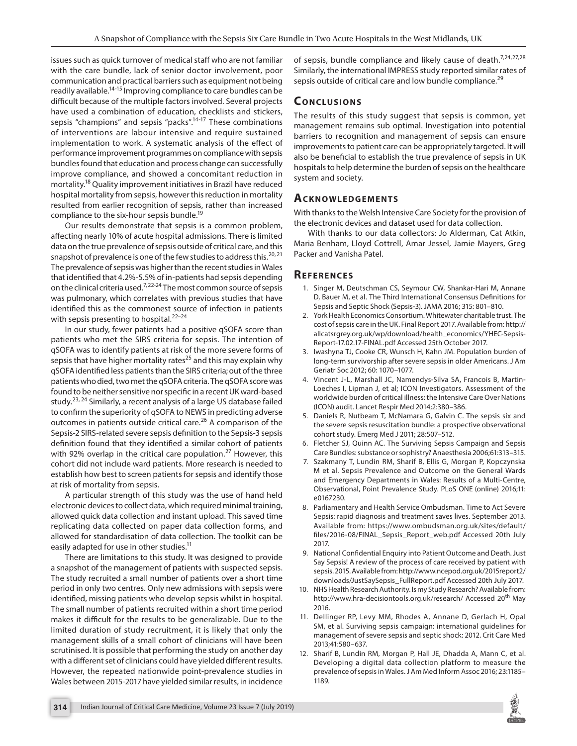issues such as quick turnover of medical staff who are not familiar with the care bundle, lack of senior doctor involvement, poor communication and practical barriers such as equipment not being readily available.[14-15] Improving compliance to care bundles can be difficult because of the multiple factors involved. Several projects have used a combination of education, checklists and stickers, sepsis "champions" and sepsis "packs".[14-17] These combinations of interventions are labour intensive and require sustained implementation to work. A systematic analysis of the effect of performance improvement programmes on compliance with sepsis bundles found that education and process change can successfully improve compliance, and showed a concomitant reduction in mortality.[18] Quality improvement initiatives in Brazil have reduced hospital mortality from sepsis, however this reduction in mortality resulted from earlier recognition of sepsis, rather than increased compliance to the six-hour sepsis bundle.[19]

Our results demonstrate that sepsis is a common problem, affecting nearly 10% of acute hospital admissions. There is limited data on the true prevalence of sepsis outside of critical care, and this snapshot of prevalence is one of the few studies to address this.[20, 21] The prevalence of sepsis was higher than the recent studies in Wales that identified that 4.2%-5.5% of in-patients had sepsis depending on the clinical criteria used.[7, 22-24] The most common source of sepsis was pulmonary, which correlates with previous studies that have identified this as the commonest source of infection in patients with sepsis presenting to hospital.[22–24]

In our study, fewer patients had a positive qSOFA score than patients who met the SIRS criteria for sepsis. The intention of qSOFA was to identify patients at risk of the more severe forms of sepsis that have higher mortality rates[25] and this may explain why qSOFA identified less patients than the SIRS criteria; out of the three patients who died, two met the qSOFA criteria. The qSOFA score was found to be neither sensitive nor specific in a recent UK ward-based study.[23, 24] Similarly, a recent analysis of a large US database failed to confirm the superiority of qSOFA to NEWS in predicting adverse outcomes in patients outside critical care.[26] A comparison of the Sepsis-2 SIRS-related severe sepsis definition to the Sepsis-3 sepsis definition found that they identified a similar cohort of patients with 92% overlap in the critical care population.[27] However, this cohort did not include ward patients. More research is needed to establish how best to screen patients for sepsis and identify those at risk of mortality from sepsis.

A particular strength of this study was the use of hand held electronic devices to collect data, which required minimal training, allowed quick data collection and instant upload. This saved time replicating data collected on paper data collection forms, and allowed for standardisation of data collection. The toolkit can be easily adapted for use in other studies.[11]

There are limitations to this study. It was designed to provide a snapshot of the management of patients with suspected sepsis. The study recruited a small number of patients over a short time period in only two centres. Only new admissions with sepsis were identified, missing patients who develop sepsis whilst in hospital. The small number of patients recruited within a short time period makes it difficult for the results to be generalizable. Due to the limited duration of study recruitment, it is likely that only the management skills of a small cohort of clinicians will have been scrutinised. It is possible that performing the study on another day with a different set of clinicians could have yielded different results. However, the repeated nationwide point-prevalence studies in Wales between 2015-2017 have yielded similar results, in incidence of sepsis, bundle compliance and likely cause of death.[7,24,27,28] Similarly, the international IMPRESS study reported similar rates of sepsis outside of critical care and low bundle compliance.[29]

## Conclusions

The results of this study suggest that sepsis is common, yet management remains sub optimal. Investigation into potential barriers to recognition and management of sepsis can ensure improvements to patient care can be appropriately targeted. It will also be beneficial to establish the true prevalence of sepsis in UK hospitals to help determine the burden of sepsis on the healthcare system and society.

## Acknowledgements

With thanks to the Welsh Intensive Care Society for the provision of the electronic devices and dataset used for data collection.

With thanks to our data collectors: Jo Alderman, Cat Atkin, Maria Benham, Lloyd Cottrell, Amar Jessel, Jamie Mayers, Greg Packer and Vanisha Patel.

## References

1. Singer M, Deutschman CS, Seymour CW, Shankar-Hari M, Annane D, Bauer M, et al. The Third International Consensus Definitions for Sepsis and Septic Shock (Sepsis-3). JAMA 2016; 315: 801–810.
2. York Health Economics Consortium. Whitewater charitable trust. The cost of sepsis care in the UK. Final Report 2017. Available from: http://allcatsrgrey.org.uk/wp/download/health_economics/YHEC-Sepsis-Report-17.02.17-FINAL.pdf Accessed 25th October 2017.
3. Iwashyna TJ, Cooke CR, Wunsch H, Kahn JM. Population burden of long-term survivorship after severe sepsis in older Americans. J Am Geriatr Soc 2012; 60: 1070–1077.
4. Vincent J-L, Marshall JC, Namendys-Silva SA, Francois B, Martin-Loeches I, Lipman J, et al; ICON Investigators. Assessment of the worldwide burden of critical illness: the Intensive Care Over Nations (ICON) audit. Lancet Respir Med 2014;2:380–386.
5. Daniels R, Nutbeam T, McNamara G, Galvin C. The sepsis six and the severe sepsis resuscitation bundle: a prospective observational cohort study. Emerg Med J 2011; 28:507–512.
6. Fletcher SJ, Quinn AC. The Surviving Sepsis Campaign and Sepsis Care Bundles: substance or sophistry? Anaesthesia 2006;61:313–315.
7. Szakmany T, Lundin RM, Sharif B, Ellis G, Morgan P, Kopczynska M et al. Sepsis Prevalence and Outcome on the General Wards and Emergency Departments in Wales: Results of a Multi-Centre, Observational, Point Prevalence Study. PLoS ONE (online) 2016;11: e0167230.
8. Parliamentary and Health Service Ombudsman. Time to Act Severe Sepsis: rapid diagnosis and treatment saves lives. September 2013. Available from: https://www.ombudsman.org.uk/sites/default/files/2016-08/FINAL_Sepsis_Report_web.pdf Accessed 20th July 2017.
9. National Confidential Enquiry into Patient Outcome and Death. Just Say Sepsis! A review of the process of care received by patient with sepsis. 2015. Available from: http://www.ncepod.org.uk/2015report2/downloads/JustSaySepsis_FullReport.pdf Accessed 20th July 2017.
10. NHS Health Research Authority. Is my Study Research? Available from: http://www.hra-decisiontools.org.uk/research/ Accessed 20th May 2016.
11. Dellinger RP, Levy MM, Rhodes A, Annane D, Gerlach H, Opal SM, et al. Surviving sepsis campaign: international guidelines for management of severe sepsis and septic shock: 2012. Crit Care Med 2013;41:580–637.
12. Sharif B, Lundin RM, Morgan P, Hall JE, Dhadda A, Mann C, et al. Developing a digital data collection platform to measure the prevalence of sepsis in Wales. J Am Med Inform Assoc 2016; 23:1185–1189.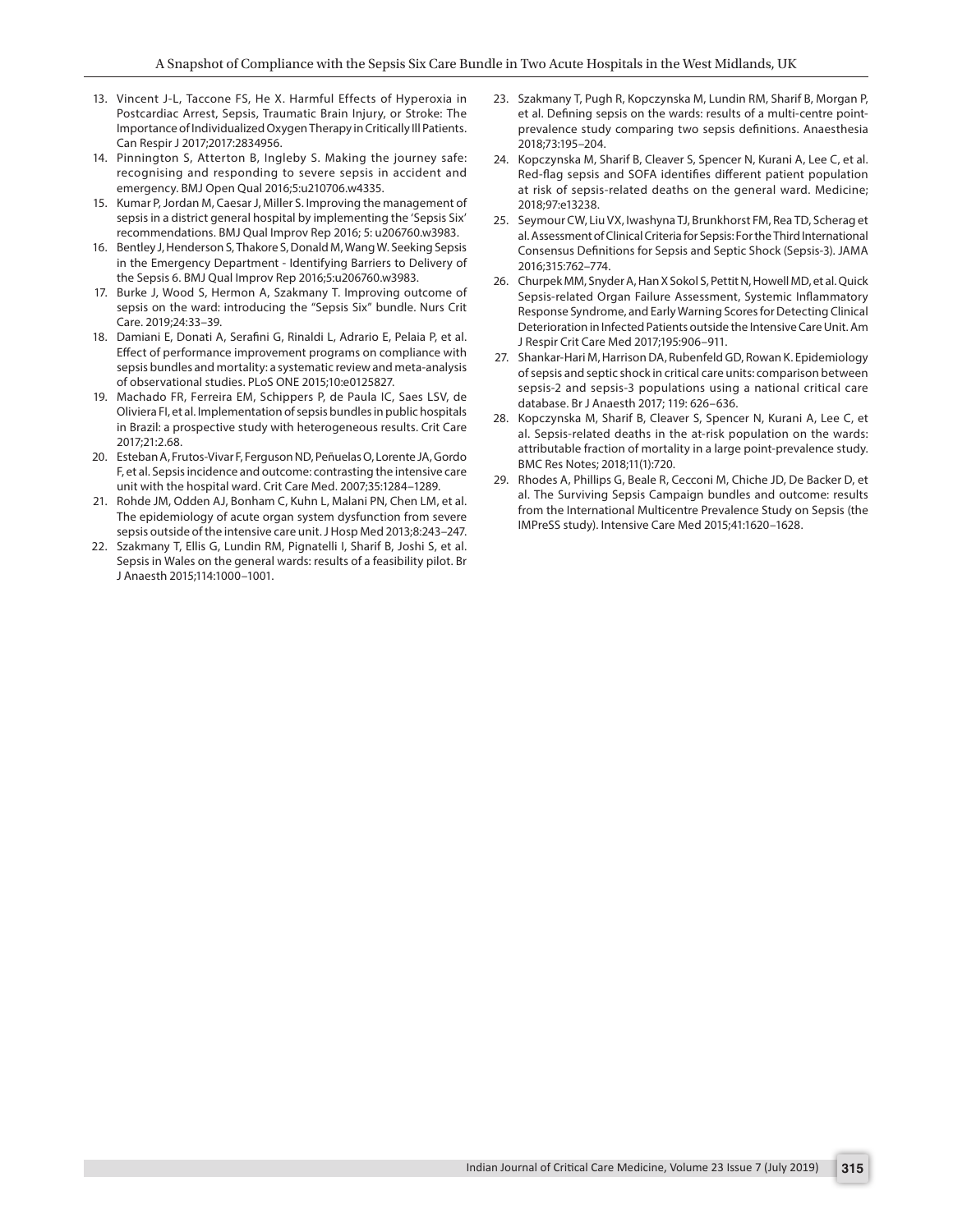13. Vincent J-L, Taccone FS, He X. Harmful Effects of Hyperoxia in Postcardiac Arrest, Sepsis, Traumatic Brain Injury, or Stroke: The Importance of Individualized Oxygen Therapy in Critically Ill Patients. Can Respir J 2017;2017:2834956.
14. Pinnington S, Atterton B, Ingleby S. Making the journey safe: recognising and responding to severe sepsis in accident and emergency. BMJ Open Qual 2016;5:u210706.w4335.
15. Kumar P, Jordan M, Caesar J, Miller S. Improving the management of sepsis in a district general hospital by implementing the 'Sepsis Six' recommendations. BMJ Qual Improv Rep 2016; 5: u206760.w3983.
16. Bentley J, Henderson S, Thakore S, Donald M, Wang W. Seeking Sepsis in the Emergency Department - Identifying Barriers to Delivery of the Sepsis 6. BMJ Qual Improv Rep 2016;5:u206760.w3983.
17. Burke J, Wood S, Hermon A, Szakmany T. Improving outcome of sepsis on the ward: introducing the "Sepsis Six" bundle. Nurs Crit Care. 2019;24:33–39.
18. Damiani E, Donati A, Serafini G, Rinaldi L, Adrario E, Pelaia P, et al. Effect of performance improvement programs on compliance with sepsis bundles and mortality: a systematic review and meta-analysis of observational studies. PLoS ONE 2015;10:e0125827.
19. Machado FR, Ferreira EM, Schippers P, de Paula IC, Saes LSV, de Oliviera FI, et al. Implementation of sepsis bundles in public hospitals in Brazil: a prospective study with heterogeneous results. Crit Care 2017;21:2.68.
20. Esteban A, Frutos-Vivar F, Ferguson ND, Peñuelas O, Lorente JA, Gordo F, et al. Sepsis incidence and outcome: contrasting the intensive care unit with the hospital ward. Crit Care Med. 2007;35:1284–1289.
21. Rohde JM, Odden AJ, Bonham C, Kuhn L, Malani PN, Chen LM, et al. The epidemiology of acute organ system dysfunction from severe sepsis outside of the intensive care unit. J Hosp Med 2013;8:243–247.
22. Szakmany T, Ellis G, Lundin RM, Pignatelli I, Sharif B, Joshi S, et al. Sepsis in Wales on the general wards: results of a feasibility pilot. Br J Anaesth 2015;114:1000–1001.
23. Szakmany T, Pugh R, Kopczynska M, Lundin RM, Sharif B, Morgan P, et al. Defining sepsis on the wards: results of a multi-centre point-prevalence study comparing two sepsis definitions. Anaesthesia 2018;73:195–204.
24. Kopczynska M, Sharif B, Cleaver S, Spencer N, Kurani A, Lee C, et al. Red-flag sepsis and SOFA identifies different patient population at risk of sepsis-related deaths on the general ward. Medicine; 2018;97:e13238.
25. Seymour CW, Liu VX, Iwashyna TJ, Brunkhorst FM, Rea TD, Scherag et al. Assessment of Clinical Criteria for Sepsis: For the Third International Consensus Definitions for Sepsis and Septic Shock (Sepsis-3). JAMA 2016;315:762–774.
26. Churpek MM, Snyder A, Han X Sokol S, Pettit N, Howell MD, et al. Quick Sepsis-related Organ Failure Assessment, Systemic Inflammatory Response Syndrome, and Early Warning Scores for Detecting Clinical Deterioration in Infected Patients outside the Intensive Care Unit. Am J Respir Crit Care Med 2017;195:906–911.
27. Shankar-Hari M, Harrison DA, Rubenfeld GD, Rowan K. Epidemiology of sepsis and septic shock in critical care units: comparison between sepsis-2 and sepsis-3 populations using a national critical care database. Br J Anaesth 2017; 119: 626–636.
28. Kopczynska M, Sharif B, Cleaver S, Spencer N, Kurani A, Lee C, et al. Sepsis-related deaths in the at-risk population on the wards: attributable fraction of mortality in a large point-prevalence study. BMC Res Notes; 2018;11(1):720.
29. Rhodes A, Phillips G, Beale R, Cecconi M, Chiche JD, De Backer D, et al. The Surviving Sepsis Campaign bundles and outcome: results from the International Multicentre Prevalence Study on Sepsis (the IMPreSS study). Intensive Care Med 2015;41:1620–1628.